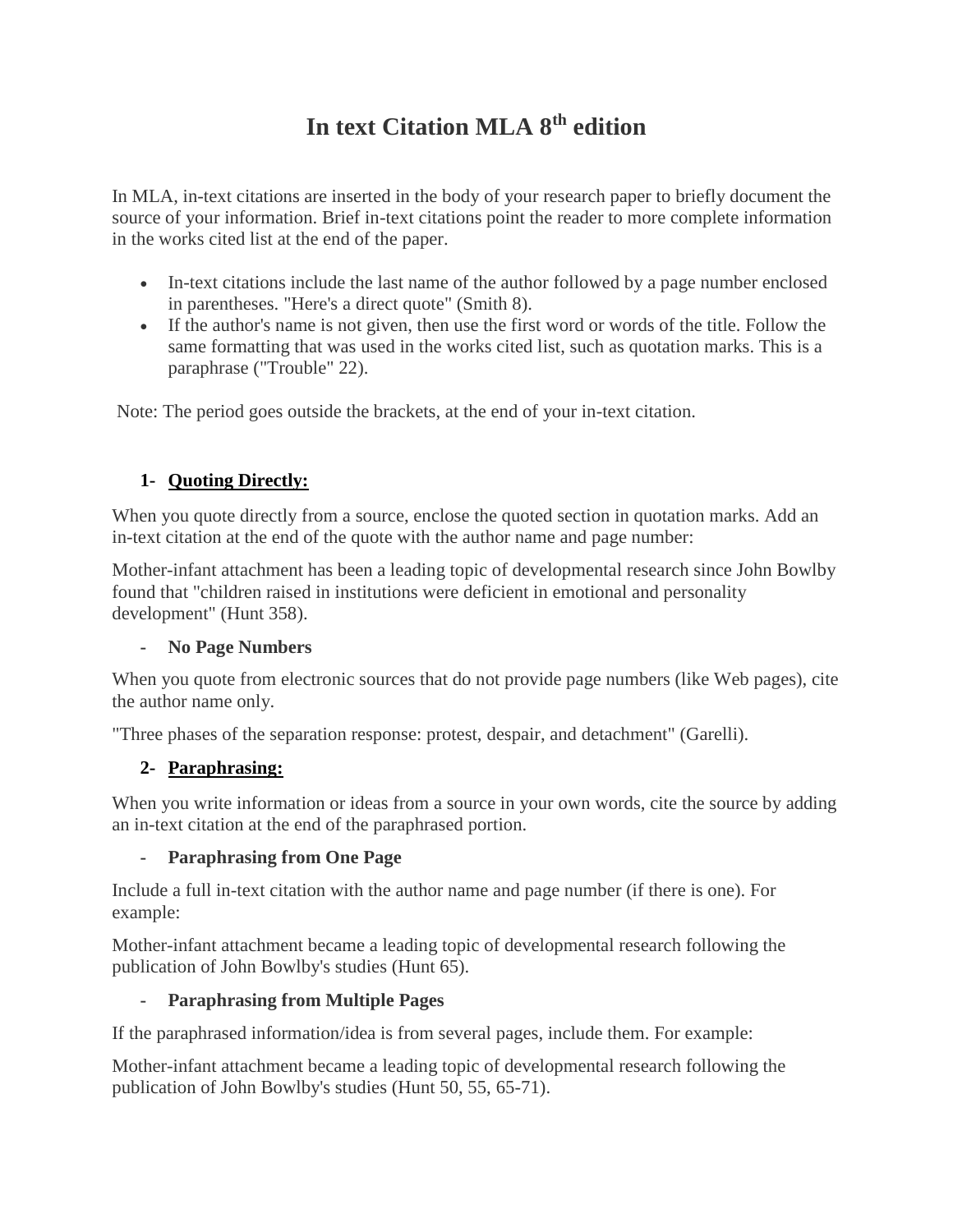# In text Citation MLA 8th edition

In MLA, in-text citations are inserted in the body of your research paper to briefly document the source of your information. Brief in-text citations point the reader to more complete information in the works cited list at the end of the paper.

- In-text citations include the last name of the author followed by a page number enclosed in parentheses. "Here's a direct quote" (Smith 8).
- If the author's name is not given, then use the first word or words of the title. Follow the same formatting that was used in the works cited list, such as quotation marks. This is a paraphrase ("Trouble" 22).

Note: The period goes outside the brackets, at the end of your in-text citation.

## 1- Quoting Directly:

When you quote directly from a source, enclose the quoted section in quotation marks. Add an in-text citation at the end of the quote with the author name and page number:

Mother-infant attachment has been a leading topic of developmental research since John Bowlby found that "children raised in institutions were deficient in emotional and personality development" (Hunt 358).

### - No Page Numbers

When you quote from electronic sources that do not provide page numbers (like Web pages), cite the author name only.

"Three phases of the separation response: protest, despair, and detachment" (Garelli).

## 2- Paraphrasing:

When you write information or ideas from a source in your own words, cite the source by adding an in-text citation at the end of the paraphrased portion.

### - Paraphrasing from One Page

Include a full in-text citation with the author name and page number (if there is one). For example:

Mother-infant attachment became a leading topic of developmental research following the publication of John Bowlby's studies (Hunt 65).

### - Paraphrasing from Multiple Pages

If the paraphrased information/idea is from several pages, include them. For example:

Mother-infant attachment became a leading topic of developmental research following the publication of John Bowlby's studies (Hunt 50, 55, 65-71).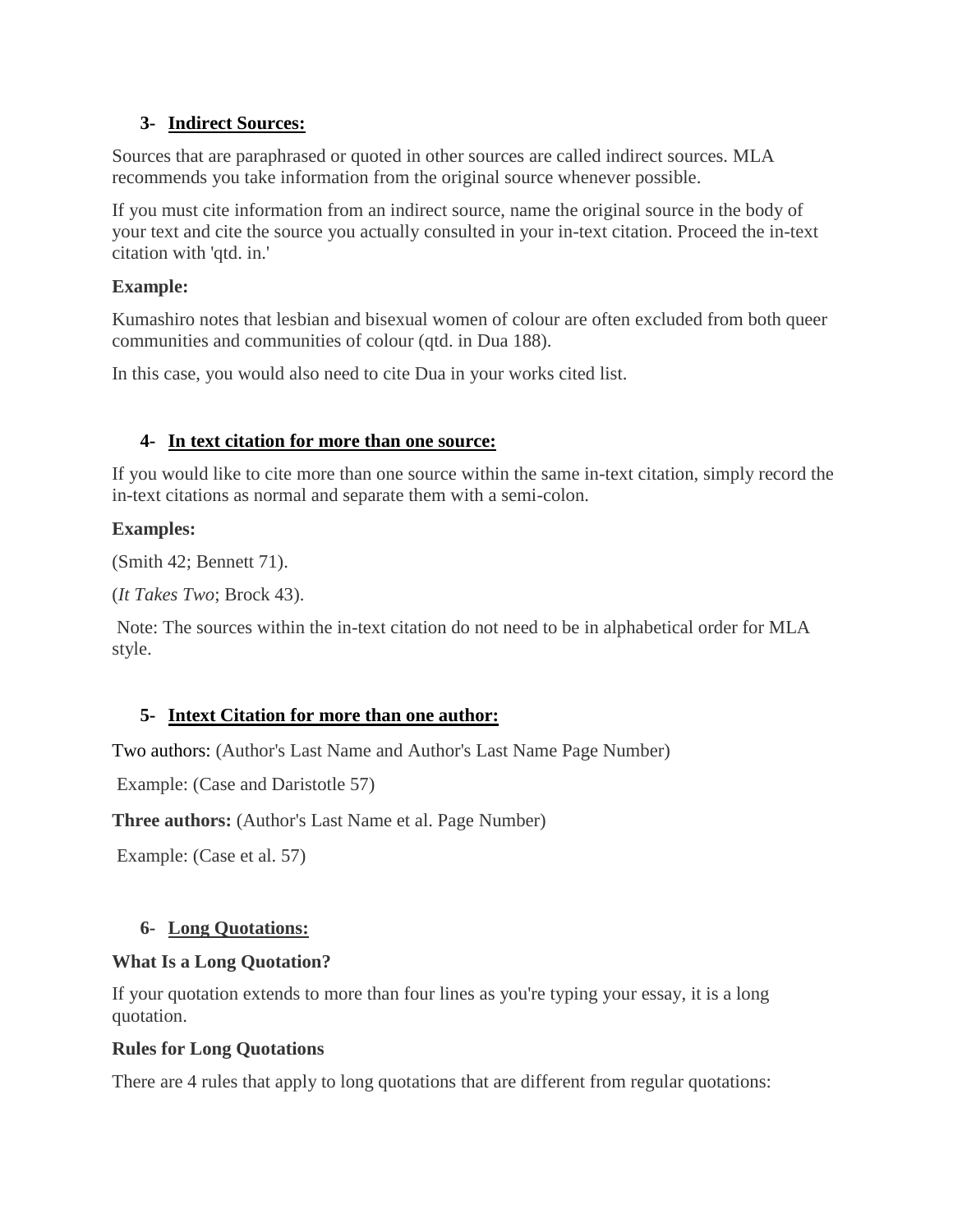### 3- Indirect Sources:

Sources that are paraphrased or quoted in other sources are called indirect sources. MLA recommends you take information from the original source whenever possible.

If you must cite information from an indirect source, name the original source in the body of your text and cite the source you actually consulted in your in-text citation. Proceed the in-text citation with 'qtd. in.'

**Example:**

Kumashiro notes that lesbian and bisexual women of colour are often excluded from both queer communities and communities of colour (qtd. in Dua 188).

In this case, you would also need to cite Dua in your works cited list.

### 4- In text citation for more than one source:

If you would like to cite more than one source within the same in-text citation, simply record the in-text citations as normal and separate them with a semi-colon.

**Examples:**

(Smith 42; Bennett 71).

(*It Takes Two*; Brock 43).

Note: The sources within the in-text citation do not need to be in alphabetical order for MLA style.

### 5- Intext Citation for more than one author:

Two authors: (Author's Last Name and Author's Last Name Page Number)

Example: (Case and Daristotle 57)

**Three authors:** (Author's Last Name et al. Page Number)

Example: (Case et al. 57)

### 6- Long Quotations:

**What Is a Long Quotation?**

If your quotation extends to more than four lines as you're typing your essay, it is a long quotation.

**Rules for Long Quotations**

There are 4 rules that apply to long quotations that are different from regular quotations: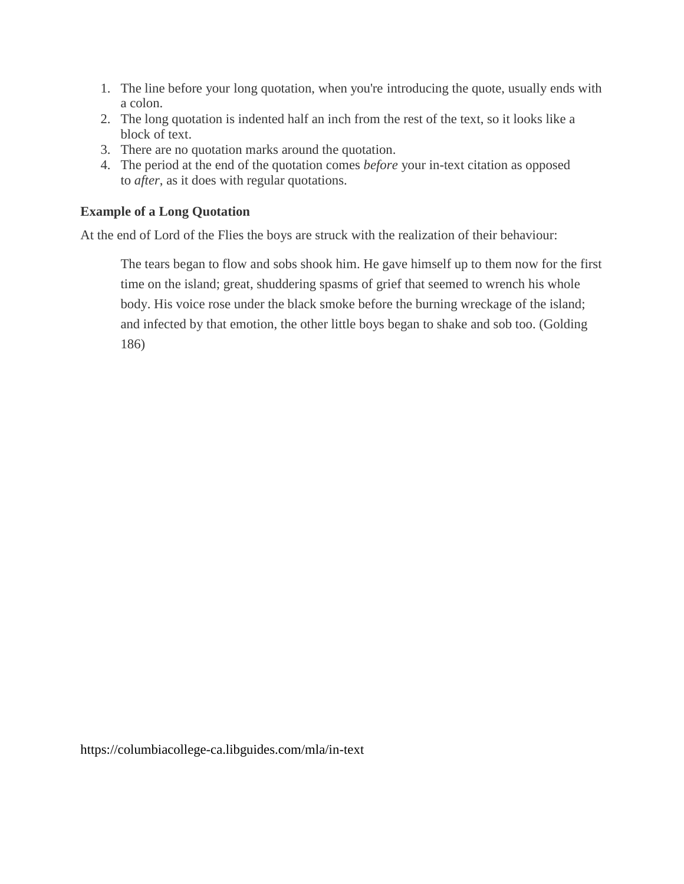1. The line before your long quotation, when you're introducing the quote, usually ends with a colon.
2. The long quotation is indented half an inch from the rest of the text, so it looks like a block of text.
3. There are no quotation marks around the quotation.
4. The period at the end of the quotation comes *before* your in-text citation as opposed to *after*, as it does with regular quotations.

**Example of a Long Quotation**

At the end of Lord of the Flies the boys are struck with the realization of their behaviour:

> The tears began to flow and sobs shook him. He gave himself up to them now for the first time on the island; great, shuddering spasms of grief that seemed to wrench his whole body. His voice rose under the black smoke before the burning wreckage of the island; and infected by that emotion, the other little boys began to shake and sob too. (Golding 186)

https://columbiacollege-ca.libguides.com/mla/in-text